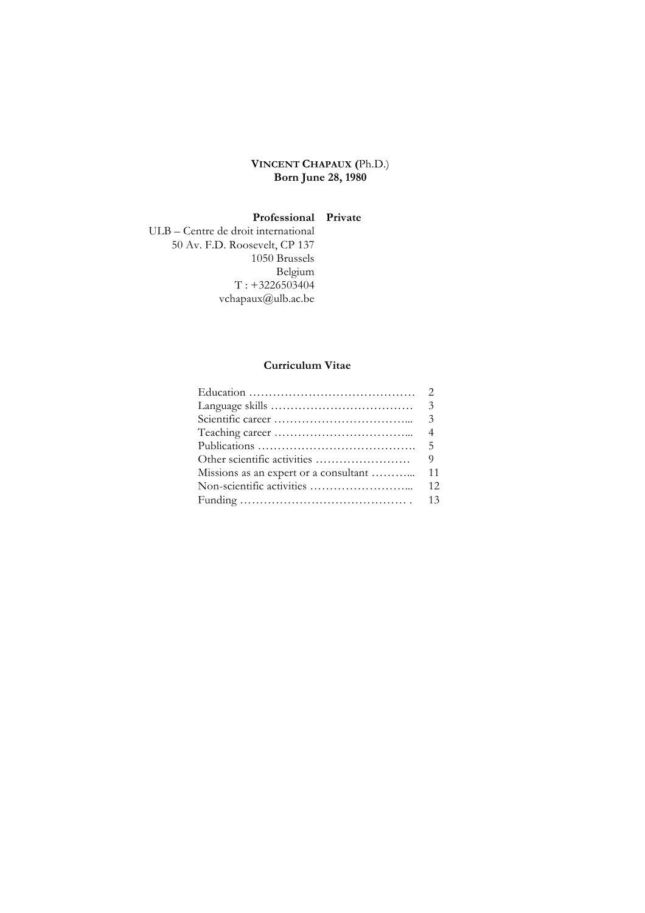**VINCENT CHAPAUX (**Ph.D.)
**Born June 28, 1980**

| **Professional** | **Private** |
| --- | --- |
| ULB – Centre de droit international | |
| 50 Av. F.D. Roosevelt, CP 137 | |
| 1050 Brussels | |
| Belgium | |
| T : +3226503404 | |
| vchapaux@ulb.ac.be | |

## Curriculum Vitae

| | |
| --- | --- |
| Education …………………………………… | 2 |
| Language skills ……………………………… | 3 |
| Scientific career …………………………... | 3 |
| Teaching career …………………………... | 4 |
| Publications …………………………………. | 5 |
| Other scientific activities …………………… | 9 |
| Missions as an expert or a consultant ………... | 11 |
| Non-scientific activities ……………………... | 12 |
| Funding …………………………………… . | 13 |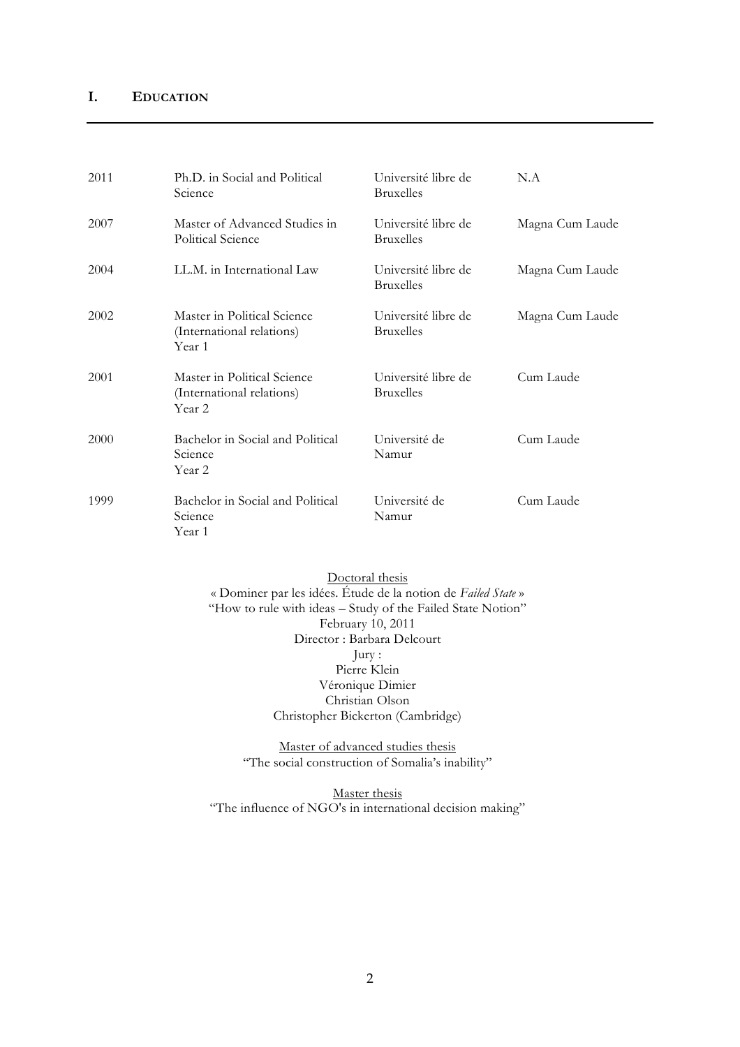## I. EDUCATION

| | | | |
|---|---|---|---|
| 2011 | Ph.D. in Social and Political Science | Université libre de Bruxelles | N.A |
| 2007 | Master of Advanced Studies in Political Science | Université libre de Bruxelles | Magna Cum Laude |
| 2004 | LL.M. in International Law | Université libre de Bruxelles | Magna Cum Laude |
| 2002 | Master in Political Science (International relations) Year 1 | Université libre de Bruxelles | Magna Cum Laude |
| 2001 | Master in Political Science (International relations) Year 2 | Université libre de Bruxelles | Cum Laude |
| 2000 | Bachelor in Social and Political Science Year 2 | Université de Namur | Cum Laude |
| 1999 | Bachelor in Social and Political Science Year 1 | Université de Namur | Cum Laude |

<u>Doctoral thesis</u>
« Dominer par les idées. Étude de la notion de *Failed State* »
"How to rule with ideas – Study of the Failed State Notion"
February 10, 2011
Director : Barbara Delcourt
Jury :
Pierre Klein
Véronique Dimier
Christian Olson
Christopher Bickerton (Cambridge)

<u>Master of advanced studies thesis</u>
"The social construction of Somalia's inability"

<u>Master thesis</u>
"The influence of NGO's in international decision making"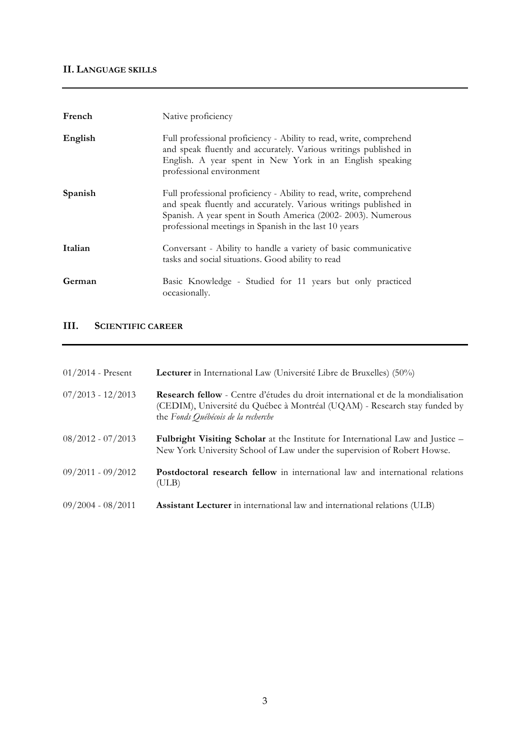## II. Language skills

| | |
|---|---|
| **French** | Native proficiency |
| **English** | Full professional proficiency - Ability to read, write, comprehend and speak fluently and accurately. Various writings published in English. A year spent in New York in an English speaking professional environment |
| **Spanish** | Full professional proficiency - Ability to read, write, comprehend and speak fluently and accurately. Various writings published in Spanish. A year spent in South America (2002- 2003). Numerous professional meetings in Spanish in the last 10 years |
| **Italian** | Conversant - Ability to handle a variety of basic communicative tasks and social situations. Good ability to read |
| **German** | Basic Knowledge - Studied for 11 years but only practiced occasionally. |

## III. Scientific career

| | |
|---|---|
| 01/2014 - Present | **Lecturer** in International Law (Université Libre de Bruxelles) (50%) |
| 07/2013 - 12/2013 | **Research fellow** - Centre d'études du droit international et de la mondialisation (CEDIM), Université du Québec à Montréal (UQAM) - Research stay funded by the *Fonds Québécois de la recherche* |
| 08/2012 - 07/2013 | **Fulbright Visiting Scholar** at the Institute for International Law and Justice – New York University School of Law under the supervision of Robert Howse. |
| 09/2011 - 09/2012 | **Postdoctoral research fellow** in international law and international relations (ULB) |
| 09/2004 - 08/2011 | **Assistant Lecturer** in international law and international relations (ULB) |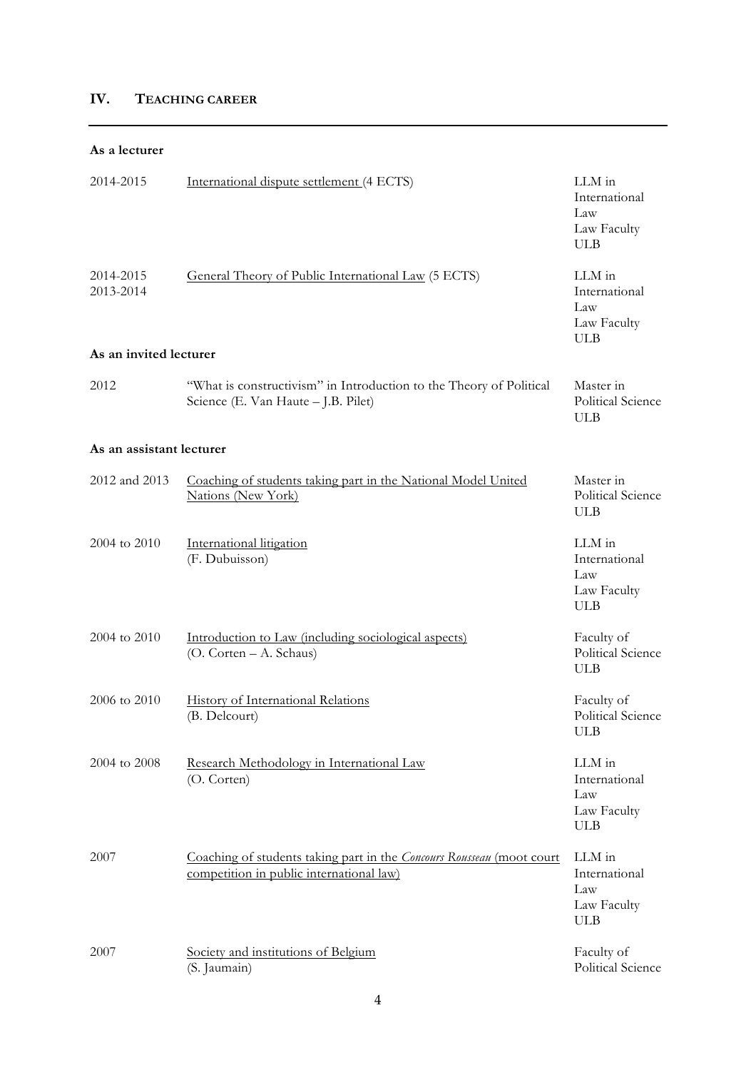## IV. TEACHING CAREER

**As a lecturer**

| | | |
|---|---|---|
| 2014-2015 | International dispute settlement (4 ECTS) | LLM in International Law<br>Law Faculty<br>ULB |
| 2014-2015<br>2013-2014 | General Theory of Public International Law (5 ECTS) | LLM in International Law<br>Law Faculty<br>ULB |

**As an invited lecturer**

| | | |
|---|---|---|
| 2012 | "What is constructivism" in Introduction to the Theory of Political Science (E. Van Haute – J.B. Pilet) | Master in Political Science<br>ULB |

**As an assistant lecturer**

| | | |
|---|---|---|
| 2012 and 2013 | Coaching of students taking part in the National Model United Nations (New York) | Master in Political Science<br>ULB |
| 2004 to 2010 | International litigation<br>(F. Dubuisson) | LLM in International Law<br>Law Faculty<br>ULB |
| 2004 to 2010 | Introduction to Law (including sociological aspects)<br>(O. Corten – A. Schaus) | Faculty of Political Science<br>ULB |
| 2006 to 2010 | History of International Relations<br>(B. Delcourt) | Faculty of Political Science<br>ULB |
| 2004 to 2008 | Research Methodology in International Law<br>(O. Corten) | LLM in International Law<br>Law Faculty<br>ULB |
| 2007 | Coaching of students taking part in the *Concours Rousseau* (moot court competition in public international law) | LLM in International Law<br>Law Faculty<br>ULB |
| 2007 | Society and institutions of Belgium<br>(S. Jaumain) | Faculty of Political Science |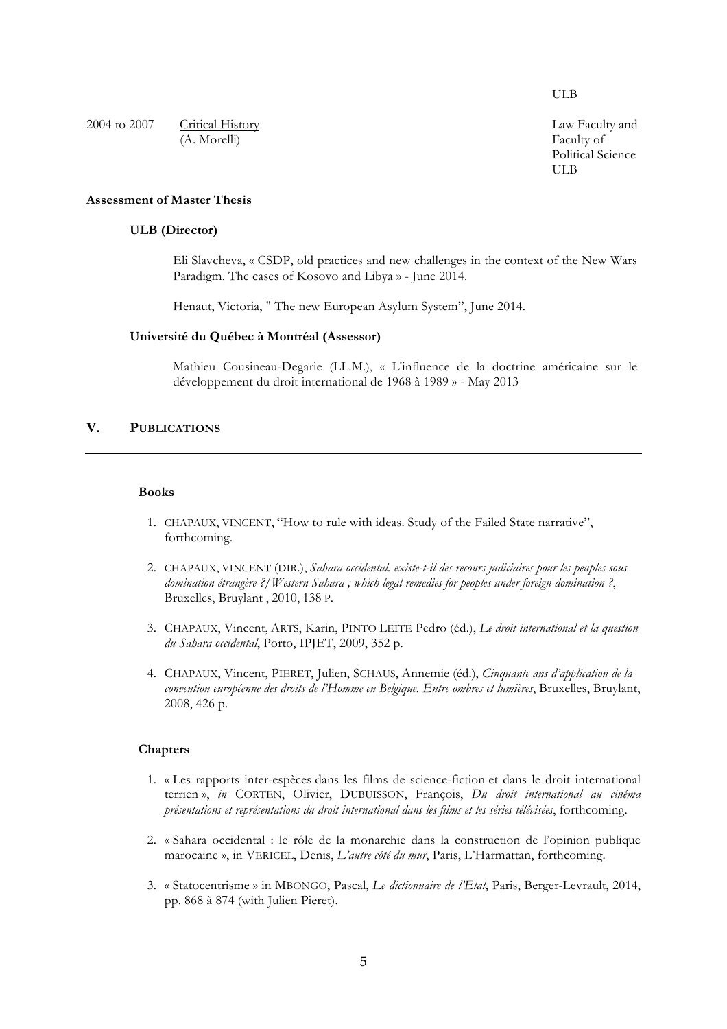| | | |
|---|---|---|
| | | ULB |
| 2004 to 2007 | Critical History (A. Morelli) | Law Faculty and Faculty of Political Science ULB |

**Assessment of Master Thesis**

**ULB (Director)**

Eli Slavcheva, « CSDP, old practices and new challenges in the context of the New Wars Paradigm. The cases of Kosovo and Libya » - June 2014.

Henaut, Victoria, " The new European Asylum System", June 2014.

**Université du Québec à Montréal (Assessor)**

Mathieu Cousineau-Degarie (LL.M.), « L'influence de la doctrine américaine sur le développement du droit international de 1968 à 1989 » - May 2013

## V. PUBLICATIONS

**Books**

1. CHAPAUX, VINCENT, "How to rule with ideas. Study of the Failed State narrative", forthcoming.

2. CHAPAUX, VINCENT (DIR.), *Sahara occidental. existe-t-il des recours judiciaires pour les peuples sous domination étrangère ?/Western Sahara ; which legal remedies for peoples under foreign domination ?*, Bruxelles, Bruylant , 2010, 138 P.

3. CHAPAUX, Vincent, ARTS, Karin, PINTO LEITE Pedro (éd.), *Le droit international et la question du Sahara occidental*, Porto, IPJET, 2009, 352 p.

4. CHAPAUX, Vincent, PIERET, Julien, SCHAUS, Annemie (éd.), *Cinquante ans d'application de la convention européenne des droits de l'Homme en Belgique. Entre ombres et lumières*, Bruxelles, Bruylant, 2008, 426 p.

**Chapters**

1. « Les rapports inter-espèces dans les films de science-fiction et dans le droit international terrien », *in* CORTEN, Olivier, DUBUISSON, François, *Du droit international au cinéma présentations et représentations du droit international dans les films et les séries télévisées*, forthcoming.

2. « Sahara occidental : le rôle de la monarchie dans la construction de l'opinion publique marocaine », in VERICEL, Denis, *L'autre côté du mur*, Paris, L'Harmattan, forthcoming.

3. « Statocentrisme » in MBONGO, Pascal, *Le dictionnaire de l'Etat*, Paris, Berger-Levrault, 2014, pp. 868 à 874 (with Julien Pieret).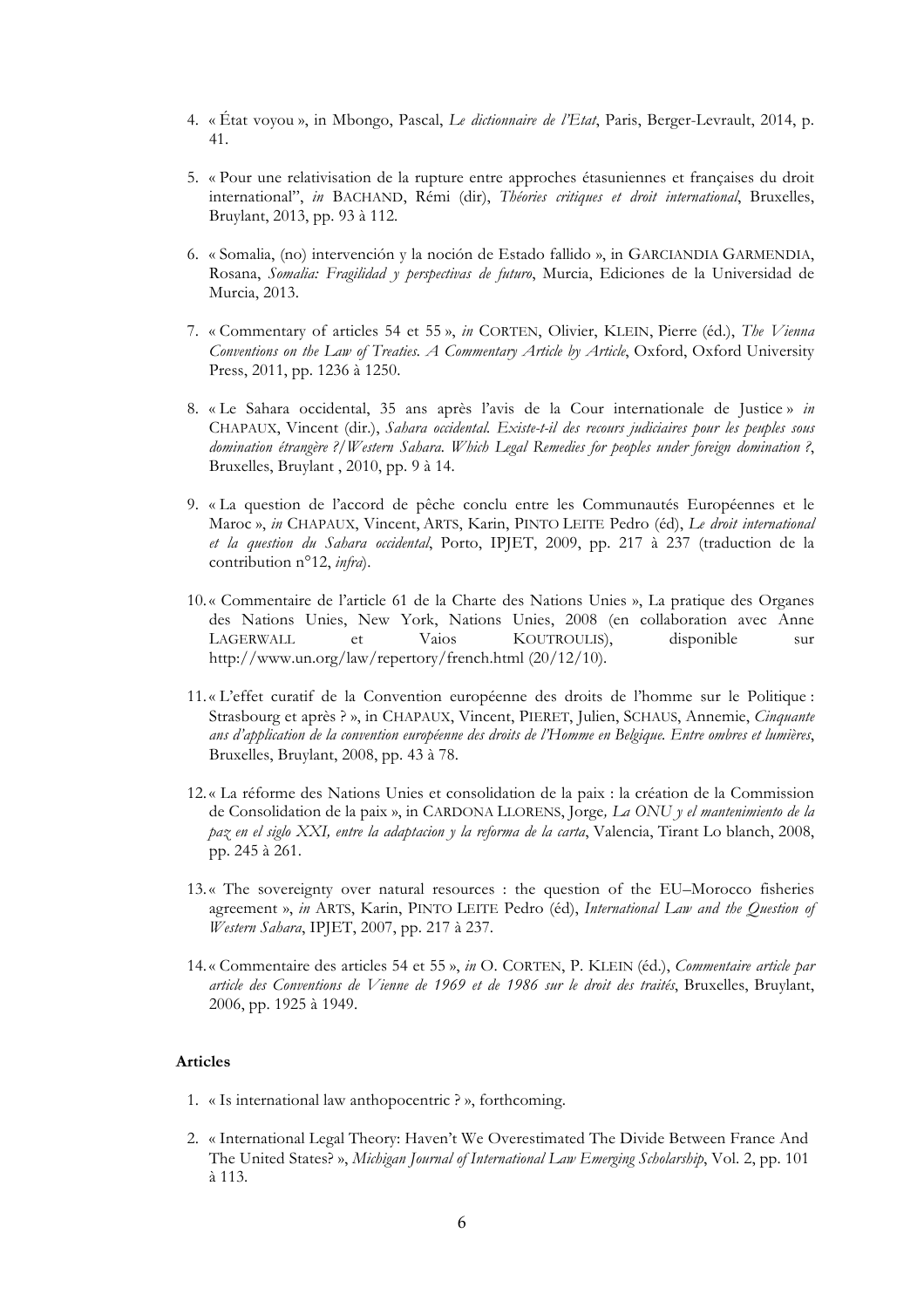4. « État voyou », in Mbongo, Pascal, *Le dictionnaire de l'Etat*, Paris, Berger-Levrault, 2014, p. 41.

5. « Pour une relativisation de la rupture entre approches étasuniennes et françaises du droit international", *in* BACHAND, Rémi (dir), *Théories critiques et droit international*, Bruxelles, Bruylant, 2013, pp. 93 à 112.

6. « Somalia, (no) intervención y la noción de Estado fallido », in GARCIANDIA GARMENDIA, Rosana, *Somalia: Fragilidad y perspectivas de futuro*, Murcia, Ediciones de la Universidad de Murcia, 2013.

7. « Commentary of articles 54 et 55 », *in* CORTEN, Olivier, KLEIN, Pierre (éd.), *The Vienna Conventions on the Law of Treaties. A Commentary Article by Article*, Oxford, Oxford University Press, 2011, pp. 1236 à 1250.

8. « Le Sahara occidental, 35 ans après l'avis de la Cour internationale de Justice » *in* CHAPAUX, Vincent (dir.), *Sahara occidental. Existe-t-il des recours judiciaires pour les peuples sous domination étrangère ?/Western Sahara. Which Legal Remedies for peoples under foreign domination ?*, Bruxelles, Bruylant , 2010, pp. 9 à 14.

9. « La question de l'accord de pêche conclu entre les Communautés Européennes et le Maroc », *in* CHAPAUX, Vincent, ARTS, Karin, PINTO LEITE Pedro (éd), *Le droit international et la question du Sahara occidental*, Porto, IPJET, 2009, pp. 217 à 237 (traduction de la contribution n°12, *infra*).

10. « Commentaire de l'article 61 de la Charte des Nations Unies », La pratique des Organes des Nations Unies, New York, Nations Unies, 2008 (en collaboration avec Anne LAGERWALL et Vaios KOUTROULIS), disponible sur http://www.un.org/law/repertory/french.html (20/12/10).

11. « L'effet curatif de la Convention européenne des droits de l'homme sur le Politique : Strasbourg et après ? », in CHAPAUX, Vincent, PIERET, Julien, SCHAUS, Annemie, *Cinquante ans d'application de la convention européenne des droits de l'Homme en Belgique. Entre ombres et lumières*, Bruxelles, Bruylant, 2008, pp. 43 à 78.

12. « La réforme des Nations Unies et consolidation de la paix : la création de la Commission de Consolidation de la paix », in CARDONA LLORENS, Jorge*, La ONU y el mantenimiento de la paz en el siglo XXI, entre la adaptacion y la reforma de la carta*, Valencia, Tirant Lo blanch, 2008, pp. 245 à 261.

13. « The sovereignty over natural resources : the question of the EU–Morocco fisheries agreement », *in* ARTS, Karin, PINTO LEITE Pedro (éd), *International Law and the Question of Western Sahara*, IPJET, 2007, pp. 217 à 237.

14. « Commentaire des articles 54 et 55 », *in* O. CORTEN, P. KLEIN (éd.), *Commentaire article par article des Conventions de Vienne de 1969 et de 1986 sur le droit des traités*, Bruxelles, Bruylant, 2006, pp. 1925 à 1949.

#### Articles

1. « Is international law anthopocentric ? », forthcoming.

2. « International Legal Theory: Haven't We Overestimated The Divide Between France And The United States? », *Michigan Journal of International Law Emerging Scholarship*, Vol. 2, pp. 101 à 113.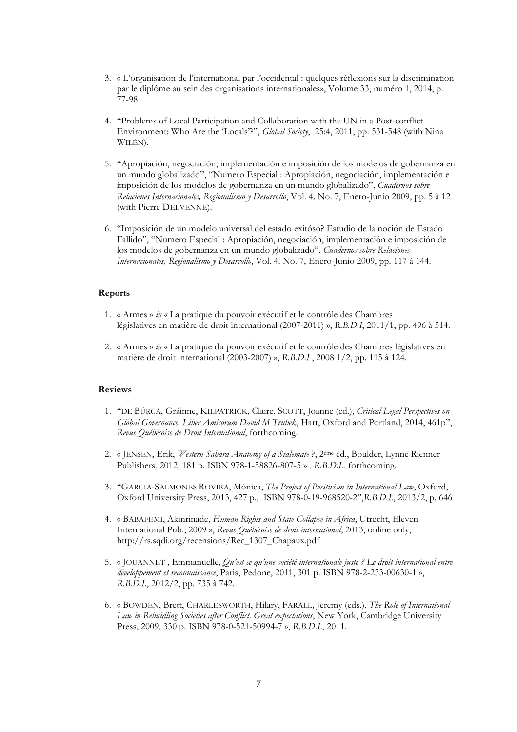3. « L'organisation de l'international par l'occidental : quelques réflexions sur la discrimination par le diplôme au sein des organisations internationales», Volume 33, numéro 1, 2014, p. 77-98

4. "Problems of Local Participation and Collaboration with the UN in a Post-conflict Environment: Who Are the 'Locals'?", *Global Society*, 25:4, 2011, pp. 531-548 (with Nina WILÉN).

5. "Apropiación, negociación, implementación e imposición de los modelos de gobernanza en un mundo globalizado", "Numero Especial : Apropiación, negociación, implementación e imposición de los modelos de gobernanza en un mundo globalizado", *Cuadernos sobre Relaciones Internacionales, Regionalismo y Desarrollo*, Vol. 4. No. 7, Enero-Junio 2009, pp. 5 à 12 (with Pierre DELVENNE).

6. "Imposición de un modelo universal del estado exitóso? Estudio de la noción de Estado Fallido", "Numero Especial : Apropiación, negociación, implementación e imposición de los modelos de gobernanza en un mundo globalizado", *Cuadernos sobre Relaciones Internacionales, Regionalismo y Desarrollo*, Vol. 4. No. 7, Enero-Junio 2009, pp. 117 à 144.

#### Reports

1. « Armes » *in* « La pratique du pouvoir exécutif et le contrôle des Chambres législatives en matière de droit international (2007-2011) », *R.B.D.I*, 2011/1, pp. 496 à 514.

2. « Armes » *in* « La pratique du pouvoir exécutif et le contrôle des Chambres législatives en matière de droit international (2003-2007) », *R.B.D.I* , 2008 1/2, pp. 115 à 124.

#### Reviews

1. "DE BÚRCA, Gráinne, KILPATRICK, Claire, SCOTT, Joanne (ed.), *Critical Legal Perspectives on Global Governance. Liber Amicorum David M Trubek*, Hart, Oxford and Portland, 2014, 461p", *Revue Québécoise de Droit International*, forthcoming.

2. « JENSEN, Erik, *Western Sahara Anatomy of a Stalemate* ?, 2ème éd., Boulder, Lynne Rienner Publishers, 2012, 181 p. ISBN 978-1-58826-807-5 » , *R.B.D.I.*, forthcoming.

3. "GARCIA-SALMONES ROVIRA, Mónica, *The Project of Positivism in International Law*, Oxford, Oxford University Press, 2013, 427 p., ISBN 978-0-19-968520-2",*R.B.D.I.*, 2013/2, p. 646

4. « BABAFEMI, Akinrinade, *Human Rights and State Collapse in Africa*, Utrecht, Eleven International Pub., 2009 », *Revue Québécoise de droit international*, 2013, online only, http://rs.sqdi.org/recensions/Rec_1307_Chapaux.pdf

5. « JOUANNET , Emmanuelle, *Qu'est ce qu'une société internationale juste ? Le droit international entre développement et reconnaissance*, Paris, Pedone, 2011, 301 p. ISBN 978-2-233-00630-1 », *R.B.D.I.*, 2012/2, pp. 735 à 742.

6. « BOWDEN, Brett, CHARLESWORTH, Hilary, FARALL, Jeremy (eds.), *The Role of International Law in Rebuidling Societies after Conflict. Great expectations*, New York, Cambridge University Press, 2009, 330 p. ISBN 978-0-521-50994-7 », *R.B.D.I.*, 2011.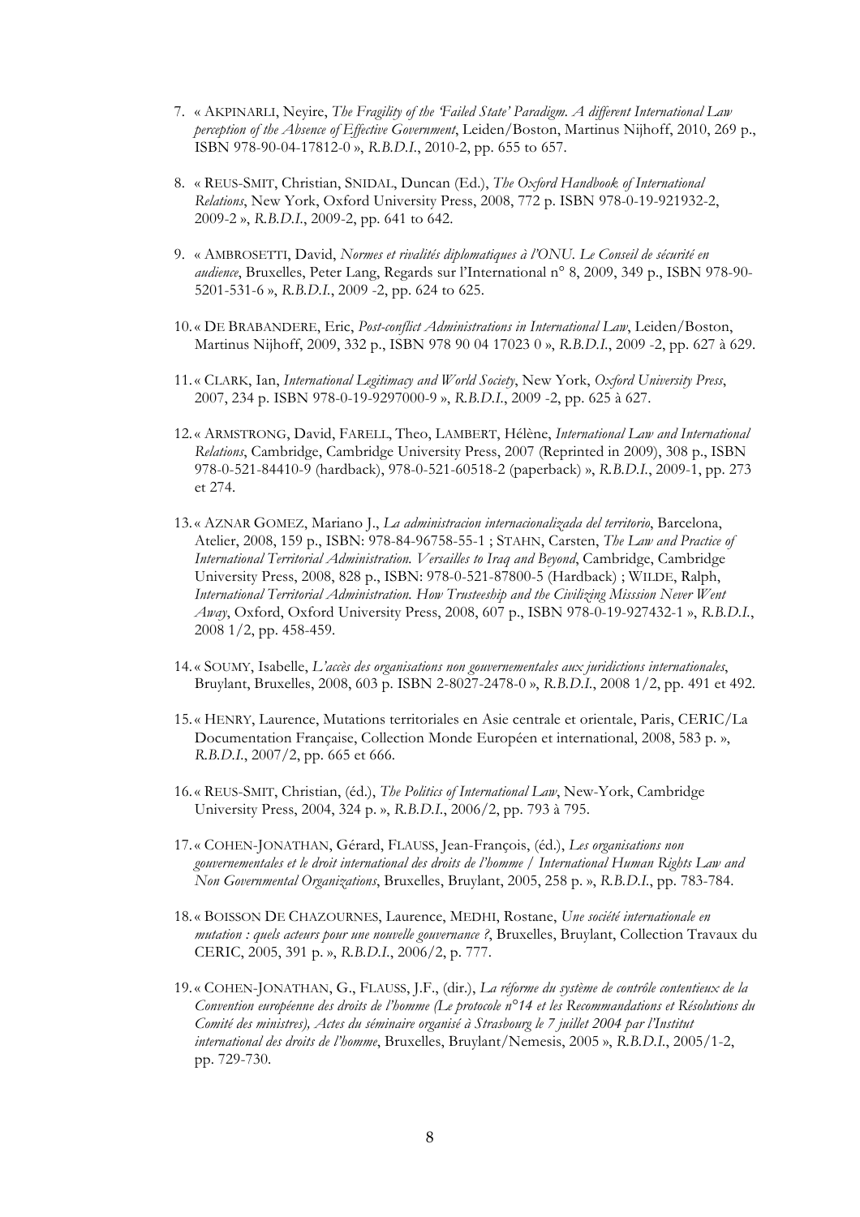7. « AKPINARLI, Neyire, *The Fragility of the 'Failed State' Paradigm. A different International Law perception of the Absence of Effective Government*, Leiden/Boston, Martinus Nijhoff, 2010, 269 p., ISBN 978-90-04-17812-0 », *R.B.D.I.*, 2010-2, pp. 655 to 657.

8. « REUS-SMIT, Christian, SNIDAL, Duncan (Ed.), *The Oxford Handbook of International Relations*, New York, Oxford University Press, 2008, 772 p. ISBN 978-0-19-921932-2, 2009-2 », *R.B.D.I.*, 2009-2, pp. 641 to 642.

9. « AMBROSETTI, David, *Normes et rivalités diplomatiques à l'ONU. Le Conseil de sécurité en audience*, Bruxelles, Peter Lang, Regards sur l'International n° 8, 2009, 349 p., ISBN 978-90-5201-531-6 », *R.B.D.I.*, 2009 -2, pp. 624 to 625.

10. « DE BRABANDERE, Eric, *Post-conflict Administrations in International Law*, Leiden/Boston, Martinus Nijhoff, 2009, 332 p., ISBN 978 90 04 17023 0 », *R.B.D.I.*, 2009 -2, pp. 627 à 629.

11. « CLARK, Ian, *International Legitimacy and World Society*, New York, *Oxford University Press*, 2007, 234 p. ISBN 978-0-19-9297000-9 », *R.B.D.I.*, 2009 -2, pp. 625 à 627.

12. « ARMSTRONG, David, FARELL, Theo, LAMBERT, Hélène, *International Law and International Relations*, Cambridge, Cambridge University Press, 2007 (Reprinted in 2009), 308 p., ISBN 978-0-521-84410-9 (hardback), 978-0-521-60518-2 (paperback) », *R.B.D.I.*, 2009-1, pp. 273 et 274.

13. « AZNAR GOMEZ, Mariano J., *La administracion internacionalizada del territorio*, Barcelona, Atelier, 2008, 159 p., ISBN: 978-84-96758-55-1 ; STAHN, Carsten, *The Law and Practice of International Territorial Administration. Versailles to Iraq and Beyond*, Cambridge, Cambridge University Press, 2008, 828 p., ISBN: 978-0-521-87800-5 (Hardback) ; WILDE, Ralph, *International Territorial Administration. How Trusteeship and the Civilizing Misssion Never Went Away*, Oxford, Oxford University Press, 2008, 607 p., ISBN 978-0-19-927432-1 », *R.B.D.I.*, 2008 1/2, pp. 458-459.

14. « SOUMY, Isabelle, *L'accès des organisations non gouvernementales aux juridictions internationales*, Bruylant, Bruxelles, 2008, 603 p. ISBN 2-8027-2478-0 », *R.B.D.I.*, 2008 1/2, pp. 491 et 492.

15. « HENRY, Laurence, Mutations territoriales en Asie centrale et orientale, Paris, CERIC/La Documentation Française, Collection Monde Européen et international, 2008, 583 p. », *R.B.D.I.*, 2007/2, pp. 665 et 666.

16. « REUS-SMIT, Christian, (éd.), *The Politics of International Law*, New-York, Cambridge University Press, 2004, 324 p. », *R.B.D.I.*, 2006/2, pp. 793 à 795.

17. « COHEN-JONATHAN, Gérard, FLAUSS, Jean-François, (éd.), *Les organisations non gouvernementales et le droit international des droits de l'homme / International Human Rights Law and Non Governmental Organizations*, Bruxelles, Bruylant, 2005, 258 p. », *R.B.D.I.*, pp. 783-784.

18. « BOISSON DE CHAZOURNES, Laurence, MEDHI, Rostane, *Une société internationale en mutation : quels acteurs pour une nouvelle gouvernance ?*, Bruxelles, Bruylant, Collection Travaux du CERIC, 2005, 391 p. », *R.B.D.I.*, 2006/2, p. 777.

19. « COHEN-JONATHAN, G., FLAUSS, J.F., (dir.), *La réforme du système de contrôle contentieux de la Convention européenne des droits de l'homme (Le protocole n°14 et les Recommandations et Résolutions du Comité des ministres), Actes du séminaire organisé à Strasbourg le 7 juillet 2004 par l'Institut international des droits de l'homme*, Bruxelles, Bruylant/Nemesis, 2005 », *R.B.D.I.*, 2005/1-2, pp. 729-730.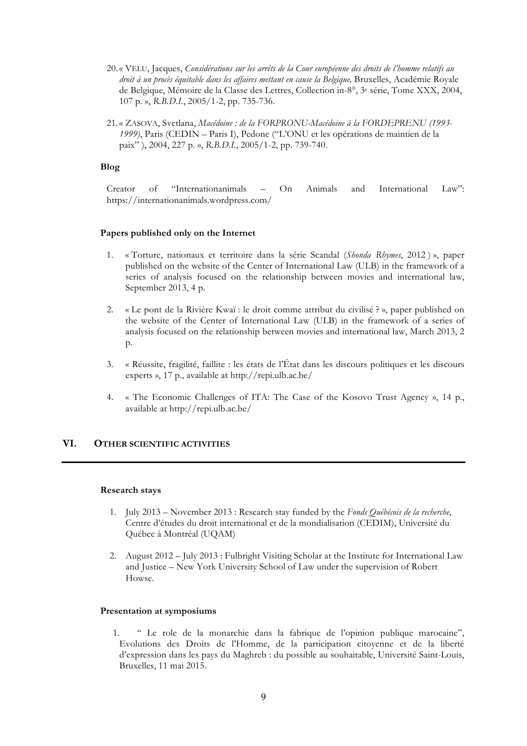20. « VELU, Jacques, *Considérations sur les arrêts de la Cour européenne des droits de l'homme relatifs au droit à un procès équitable dans les affaires mettant en cause la Belgique,* Bruxelles, Académie Royale de Belgique, Mémoire de la Classe des Lettres, Collection in-8°, 3e série, Tome XXX, 2004, 107 p. », *R.B.D.I.*, 2005/1-2, pp. 735-736.

21. « ZASOVA, Svetlana, *Macédoine : de la FORPRONU-Macédoine à la FORDEPRENU (1993-1999)*, Paris (CEDIN – Paris I), Pedone ("L'ONU et les opérations de maintien de la paix" ), 2004, 227 p. », *R.B.D.I.*, 2005/1-2, pp. 739-740.

**Blog**

Creator of "Internationanimals – On Animals and International Law": https://internationanimals.wordpress.com/

**Papers published only on the Internet**

1. « Torture, nationaux et territoire dans la série Scandal (*Shonda Rhymes*, 2012 ) », paper published on the website of the Center of International Law (ULB) in the framework of a series of analysis focused on the relationship between movies and international law, September 2013, 4 p.

2. « Le pont de la Rivière Kwaï : le droit comme attribut du civilisé ? », paper published on the website of the Center of International Law (ULB) in the framework of a series of analysis focused on the relationship between movies and international law, March 2013, 2 p.

3. « Réussite, fragilité, faillite : les états de l'État dans les discours politiques et les discours experts », 17 p., available at http://repi.ulb.ac.be/

4. « The Economic Challenges of ITA: The Case of the Kosovo Trust Agency », 14 p., available at http://repi.ulb.ac.be/

## VI. OTHER SCIENTIFIC ACTIVITIES

**Research stays**

1. July 2013 – November 2013 : Research stay funded by the *Fonds Québécois de la recherche*, Centre d'études du droit international et de la mondialisation (CEDIM), Université du Québec à Montréal (UQAM)

2. August 2012 – July 2013 : Fulbright Visiting Scholar at the Institute for International Law and Justice – New York University School of Law under the supervision of Robert Howse.

**Presentation at symposiums**

1. " Le role de la monarchie dans la fabrique de l'opinion publique marocaine", Evolutions des Droits de l'Homme, de la participation citoyenne et de la liberté d'expression dans les pays du Maghreb : du possible au souhaitable, Université Saint-Louis, Bruxelles, 11 mai 2015.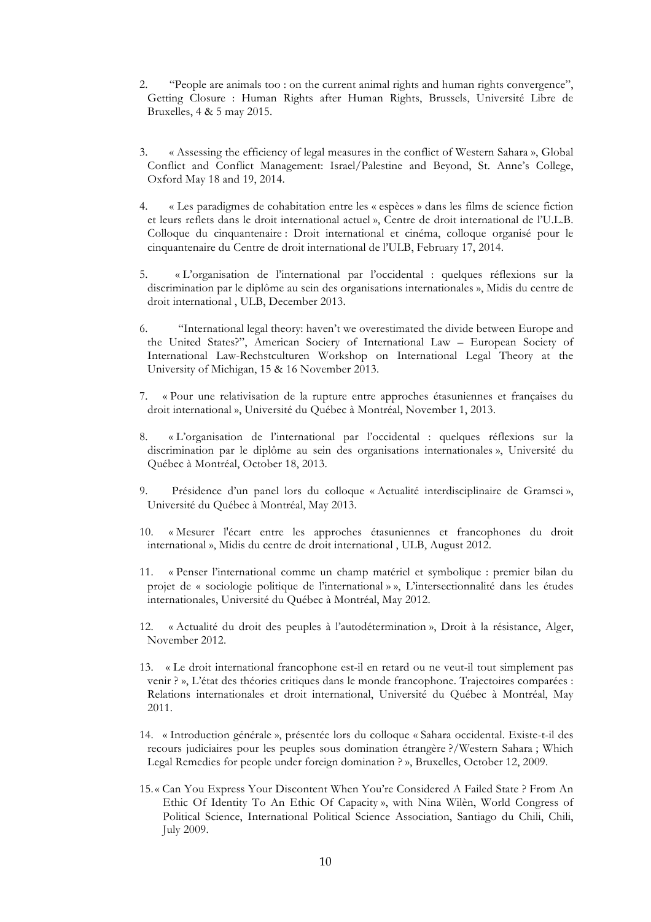2. "People are animals too : on the current animal rights and human rights convergence", Getting Closure : Human Rights after Human Rights, Brussels, Université Libre de Bruxelles, 4 & 5 may 2015.

3. « Assessing the efficiency of legal measures in the conflict of Western Sahara », Global Conflict and Conflict Management: Israel/Palestine and Beyond, St. Anne's College, Oxford May 18 and 19, 2014.

4. « Les paradigmes de cohabitation entre les « espèces » dans les films de science fiction et leurs reflets dans le droit international actuel », Centre de droit international de l'U.L.B. Colloque du cinquantenaire : Droit international et cinéma, colloque organisé pour le cinquantenaire du Centre de droit international de l'ULB, February 17, 2014.

5. « L'organisation de l'international par l'occidental : quelques réflexions sur la discrimination par le diplôme au sein des organisations internationales », Midis du centre de droit international , ULB, December 2013.

6. "International legal theory: haven't we overestimated the divide between Europe and the United States?", American Sociery of International Law – European Society of International Law-Rechstculturen Workshop on International Legal Theory at the University of Michigan, 15 & 16 November 2013.

7. « Pour une relativisation de la rupture entre approches étasuniennes et françaises du droit international », Université du Québec à Montréal, November 1, 2013.

8. « L'organisation de l'international par l'occidental : quelques réflexions sur la discrimination par le diplôme au sein des organisations internationales », Université du Québec à Montréal, October 18, 2013.

9. Présidence d'un panel lors du colloque « Actualité interdisciplinaire de Gramsci », Université du Québec à Montréal, May 2013.

10. « Mesurer l'écart entre les approches étasuniennes et francophones du droit international », Midis du centre de droit international , ULB, August 2012.

11. « Penser l'international comme un champ matériel et symbolique : premier bilan du projet de « sociologie politique de l'international » », L'intersectionnalité dans les études internationales, Université du Québec à Montréal, May 2012.

12. « Actualité du droit des peuples à l'autodétermination », Droit à la résistance, Alger, November 2012.

13. « Le droit international francophone est-il en retard ou ne veut-il tout simplement pas venir ? », L'état des théories critiques dans le monde francophone. Trajectoires comparées : Relations internationales et droit international, Université du Québec à Montréal, May 2011.

14. « Introduction générale », présentée lors du colloque « Sahara occidental. Existe-t-il des recours judiciaires pour les peuples sous domination étrangère ?/Western Sahara ; Which Legal Remedies for people under foreign domination ? », Bruxelles, October 12, 2009.

15. « Can You Express Your Discontent When You're Considered A Failed State ? From An Ethic Of Identity To An Ethic Of Capacity », with Nina Wilèn, World Congress of Political Science, International Political Science Association, Santiago du Chili, Chili, July 2009.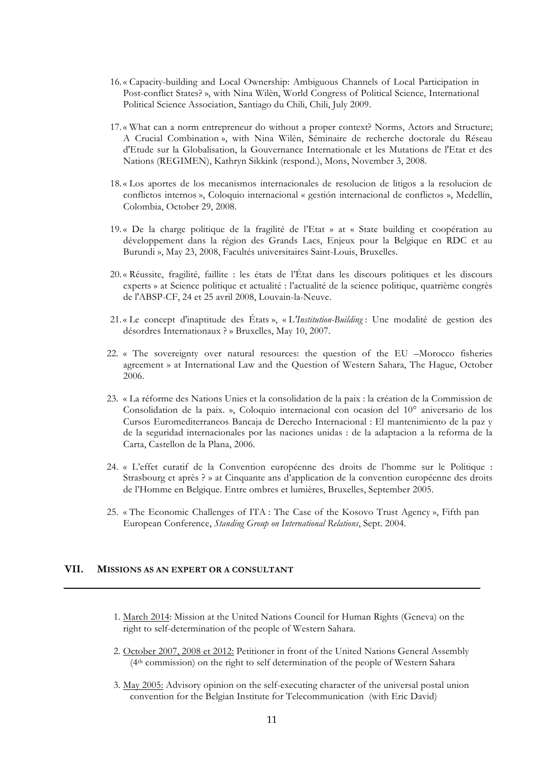16. « Capacity-building and Local Ownership: Ambiguous Channels of Local Participation in Post-conflict States? », with Nina Wilèn, World Congress of Political Science, International Political Science Association, Santiago du Chili, Chili, July 2009.

17. « What can a norm entrepreneur do without a proper context? Norms, Actors and Structure; A Crucial Combination », with Nina Wilèn, Séminaire de recherche doctorale du Réseau d'Etude sur la Globalisation, la Gouvernance Internationale et les Mutations de l'Etat et des Nations (REGIMEN), Kathryn Sikkink (respond.), Mons, November 3, 2008.

18. « Los aportes de los mecanismos internacionales de resolucion de litigos a la resolucion de conflictos internos », Coloquio internacional « gestión internacional de conflictos », Medellín, Colombia, October 29, 2008.

19. « De la charge politique de la fragilité de l'Etat » at « State building et coopération au développement dans la région des Grands Lacs, Enjeux pour la Belgique en RDC et au Burundi », May 23, 2008, Facultés universitaires Saint-Louis, Bruxelles.

20. « Réussite, fragilité, faillite : les états de l'État dans les discours politiques et les discours experts » at Science politique et actualité : l'actualité de la science politique, quatrième congrès de l'ABSP-CF, 24 et 25 avril 2008, Louvain-la-Neuve.

21. « Le concept d'inaptitude des États », « L'*Institution-Building* : Une modalité de gestion des désordres Internationaux ? » Bruxelles, May 10, 2007.

22. « The sovereignty over natural resources: the question of the EU –Morocco fisheries agreement » at International Law and the Question of Western Sahara, The Hague, October 2006.

23. « La réforme des Nations Unies et la consolidation de la paix : la création de la Commission de Consolidation de la paix. », Coloquio internacional con ocasion del 10° aniversario de los Cursos Euromediterraneos Bancaja de Derecho Internacional : El mantenimiento de la paz y de la seguridad internacionales por las naciones unidas : de la adaptacion a la reforma de la Carta, Castellon de la Plana, 2006.

24. « L'effet curatif de la Convention européenne des droits de l'homme sur le Politique : Strasbourg et après ? » at Cinquante ans d'application de la convention européenne des droits de l'Homme en Belgique. Entre ombres et lumières, Bruxelles, September 2005.

25. « The Economic Challenges of ITA : The Case of the Kosovo Trust Agency », Fifth pan European Conference, *Standing Group on International Relations*, Sept. 2004.

## VII. MISSIONS AS AN EXPERT OR A CONSULTANT

1. March 2014: Mission at the United Nations Council for Human Rights (Geneva) on the right to self-determination of the people of Western Sahara.

2. October 2007, 2008 et 2012: Petitioner in front of the United Nations General Assembly (4th commission) on the right to self determination of the people of Western Sahara

3. May 2005: Advisory opinion on the self-executing character of the universal postal union convention for the Belgian Institute for Telecommunication (with Eric David)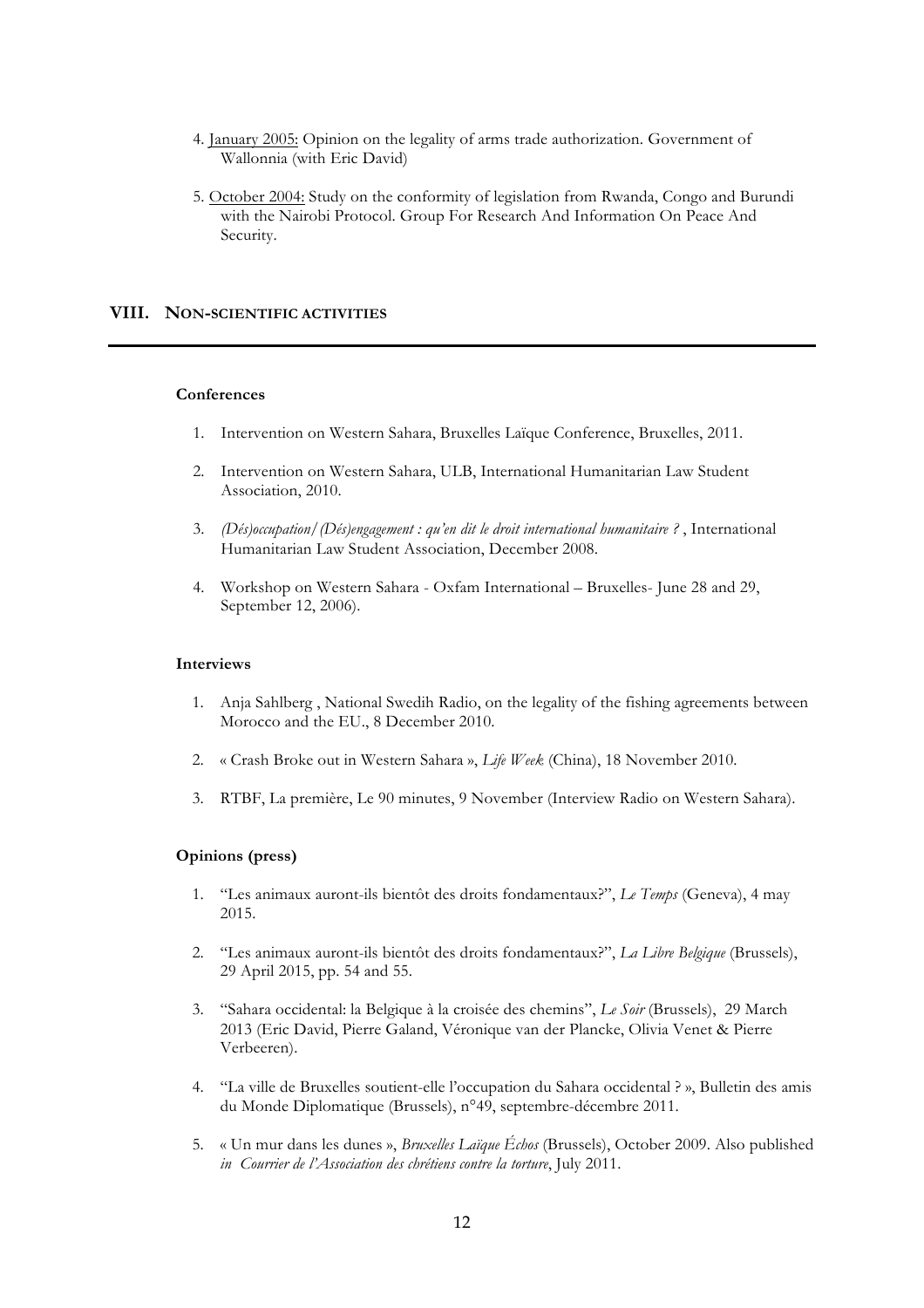4. <u>January 2005:</u> Opinion on the legality of arms trade authorization. Government of Wallonnia (with Eric David)

5. <u>October 2004:</u> Study on the conformity of legislation from Rwanda, Congo and Burundi with the Nairobi Protocol. Group For Research And Information On Peace And Security.

## VIII. NON-SCIENTIFIC ACTIVITIES

### Conferences

1. Intervention on Western Sahara, Bruxelles Laïque Conference, Bruxelles, 2011.
2. Intervention on Western Sahara, ULB, International Humanitarian Law Student Association, 2010.
3. *(Dés)occupation/(Dés)engagement : qu'en dit le droit international humanitaire ?* , International Humanitarian Law Student Association, December 2008.
4. Workshop on Western Sahara - Oxfam International – Bruxelles- June 28 and 29, September 12, 2006).

### Interviews

1. Anja Sahlberg , National Swedih Radio, on the legality of the fishing agreements between Morocco and the EU., 8 December 2010.
2. « Crash Broke out in Western Sahara », *Life Week* (China), 18 November 2010.
3. RTBF, La première, Le 90 minutes, 9 November (Interview Radio on Western Sahara).

### Opinions (press)

1. "Les animaux auront-ils bientôt des droits fondamentaux?", *Le Temps* (Geneva), 4 may 2015.
2. "Les animaux auront-ils bientôt des droits fondamentaux?", *La Libre Belgique* (Brussels), 29 April 2015, pp. 54 and 55.
3. "Sahara occidental: la Belgique à la croisée des chemins", *Le Soir* (Brussels), 29 March 2013 (Eric David, Pierre Galand, Véronique van der Plancke, Olivia Venet & Pierre Verbeeren).
4. "La ville de Bruxelles soutient-elle l'occupation du Sahara occidental ? », Bulletin des amis du Monde Diplomatique (Brussels), n°49, septembre-décembre 2011.
5. « Un mur dans les dunes », *Bruxelles Laïque Échos* (Brussels), October 2009. Also published *in Courrier de l'Association des chrétiens contre la torture*, July 2011.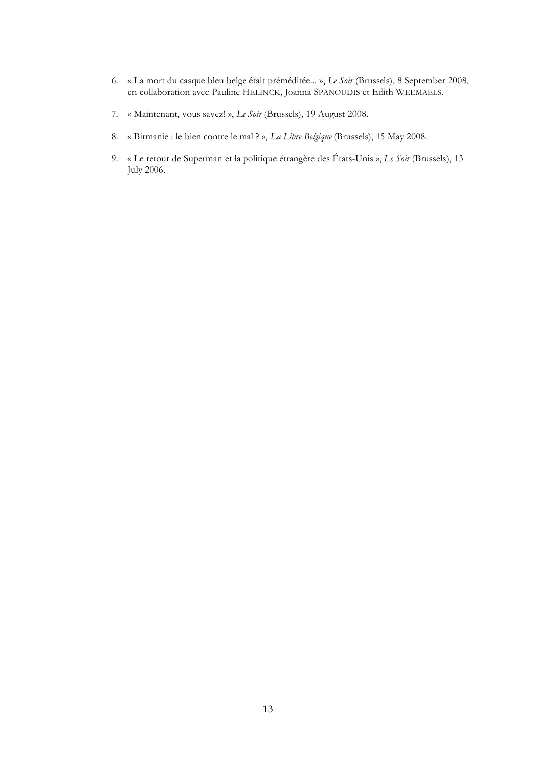6. « La mort du casque bleu belge était préméditée... », *Le Soir* (Brussels), 8 September 2008, en collaboration avec Pauline HELINCK, Joanna SPANOUDIS et Edith WEEMAELS.

7. « Maintenant, vous savez! », *Le Soir* (Brussels), 19 August 2008.

8. « Birmanie : le bien contre le mal ? », *La Libre Belgique* (Brussels), 15 May 2008.

9. « Le retour de Superman et la politique étrangère des États-Unis », *Le Soir* (Brussels), 13 July 2006.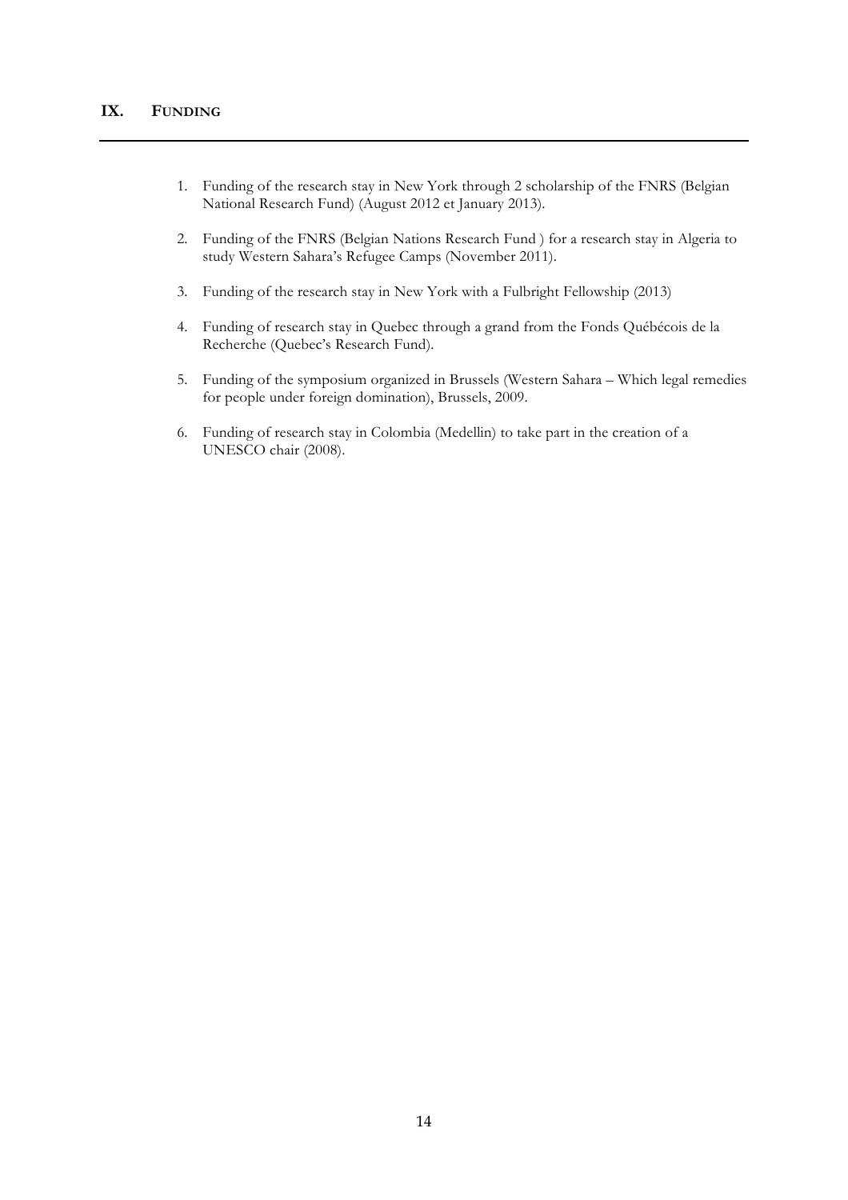## IX. FUNDING

1. Funding of the research stay in New York through 2 scholarship of the FNRS (Belgian National Research Fund) (August 2012 et January 2013).

2. Funding of the FNRS (Belgian Nations Research Fund ) for a research stay in Algeria to study Western Sahara's Refugee Camps (November 2011).

3. Funding of the research stay in New York with a Fulbright Fellowship (2013)

4. Funding of research stay in Quebec through a grand from the Fonds Québécois de la Recherche (Quebec's Research Fund).

5. Funding of the symposium organized in Brussels (Western Sahara – Which legal remedies for people under foreign domination), Brussels, 2009.

6. Funding of research stay in Colombia (Medellin) to take part in the creation of a UNESCO chair (2008).